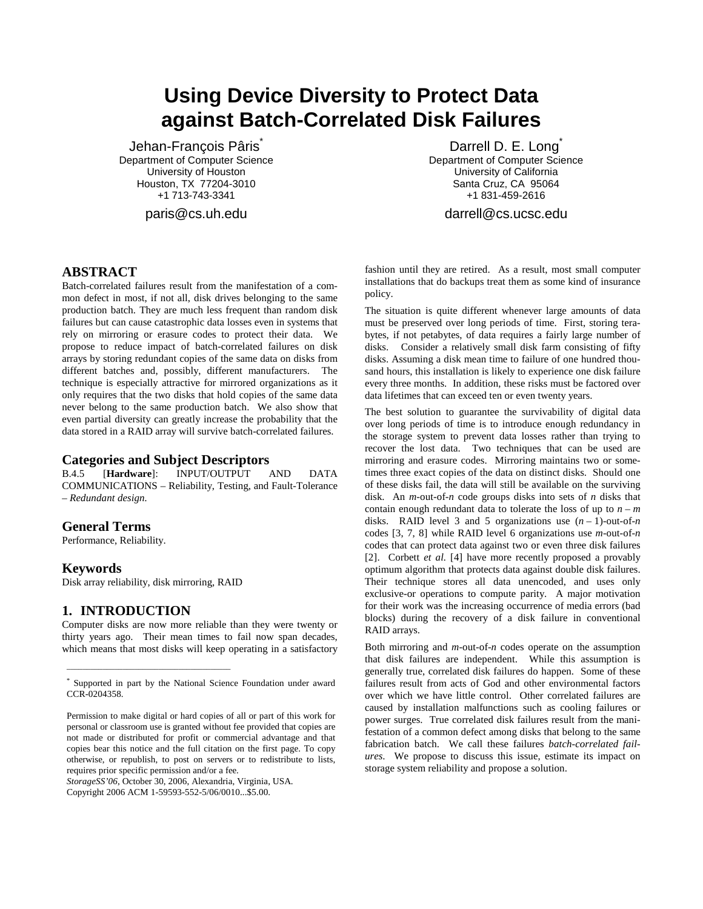# Using Device Diversity to Protect Data against Batch-Correlated Disk Failures

Jehan-François Pâris[*]
Department of Computer Science
University of Houston
Houston, TX 77204-3010
+1 713-743-3341
paris@cs.uh.edu

Darrell D. E. Long[*]
Department of Computer Science
University of California
Santa Cruz, CA 95064
+1 831-459-2616
darrell@cs.ucsc.edu

## ABSTRACT

Batch-correlated failures result from the manifestation of a common defect in most, if not all, disk drives belonging to the same production batch. They are much less frequent than random disk failures but can cause catastrophic data losses even in systems that rely on mirroring or erasure codes to protect their data. We propose to reduce impact of batch-correlated failures on disk arrays by storing redundant copies of the same data on disks from different batches and, possibly, different manufacturers. The technique is especially attractive for mirrored organizations as it only requires that the two disks that hold copies of the same data never belong to the same production batch. We also show that even partial diversity can greatly increase the probability that the data stored in a RAID array will survive batch-correlated failures.

### Categories and Subject Descriptors

B.4.5 [**Hardware**]: INPUT/OUTPUT AND DATA COMMUNICATIONS – Reliability, Testing, and Fault-Tolerance – *Redundant design.*

### General Terms

Performance, Reliability.

### Keywords

Disk array reliability, disk mirroring, RAID

## 1. INTRODUCTION

Computer disks are now more reliable than they were twenty or thirty years ago. Their mean times to fail now span decades, which means that most disks will keep operating in a satisfactory fashion until they are retired. As a result, most small computer installations that do backups treat them as some kind of insurance policy.

The situation is quite different whenever large amounts of data must be preserved over long periods of time. First, storing terabytes, if not petabytes, of data requires a fairly large number of disks. Consider a relatively small disk farm consisting of fifty disks. Assuming a disk mean time to failure of one hundred thousand hours, this installation is likely to experience one disk failure every three months. In addition, these risks must be factored over data lifetimes that can exceed ten or even twenty years.

The best solution to guarantee the survivability of digital data over long periods of time is to introduce enough redundancy in the storage system to prevent data losses rather than trying to recover the lost data. Two techniques that can be used are mirroring and erasure codes. Mirroring maintains two or sometimes three exact copies of the data on distinct disks. Should one of these disks fail, the data will still be available on the surviving disk. An $m$-out-of-$n$ code groups disks into sets of $n$ disks that contain enough redundant data to tolerate the loss of up to $n - m$ disks. RAID level 3 and 5 organizations use $(n - 1)$-out-of-$n$ codes [3, 7, 8] while RAID level 6 organizations use $m$-out-of-$n$ codes that can protect data against two or even three disk failures [2]. Corbett *et al.* [4] have more recently proposed a provably optimum algorithm that protects data against double disk failures. Their technique stores all data unencoded, and uses only exclusive-or operations to compute parity. A major motivation for their work was the increasing occurrence of media errors (bad blocks) during the recovery of a disk failure in conventional RAID arrays.

Both mirroring and $m$-out-of-$n$ codes operate on the assumption that disk failures are independent. While this assumption is generally true, correlated disk failures do happen. Some of these failures result from acts of God and other environmental factors over which we have little control. Other correlated failures are caused by installation malfunctions such as cooling failures or power surges. True correlated disk failures result from the manifestation of a common defect among disks that belong to the same fabrication batch. We call these failures *batch-correlated failures*. We propose to discuss this issue, estimate its impact on storage system reliability and propose a solution.

---

[*] Supported in part by the National Science Foundation under award CCR-0204358.

Permission to make digital or hard copies of all or part of this work for personal or classroom use is granted without fee provided that copies are not made or distributed for profit or commercial advantage and that copies bear this notice and the full citation on the first page. To copy otherwise, or republish, to post on servers or to redistribute to lists, requires prior specific permission and/or a fee.
*StorageSS'06*, October 30, 2006, Alexandria, Virginia, USA.
Copyright 2006 ACM 1-59593-552-5/06/0010...$5.00.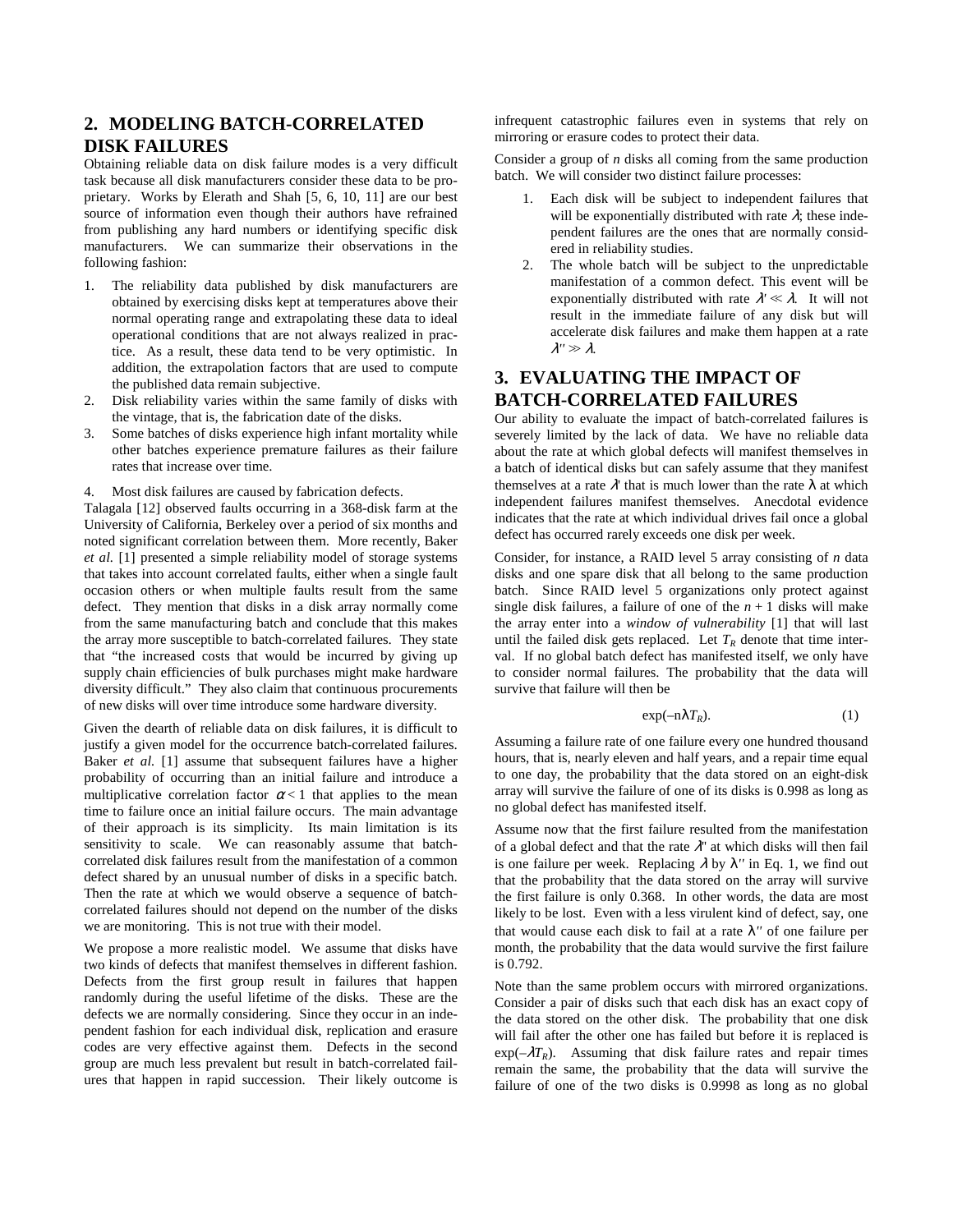## 2. MODELING BATCH-CORRELATED DISK FAILURES

Obtaining reliable data on disk failure modes is a very difficult task because all disk manufacturers consider these data to be proprietary. Works by Elerath and Shah [5, 6, 10, 11] are our best source of information even though their authors have refrained from publishing any hard numbers or identifying specific disk manufacturers. We can summarize their observations in the following fashion:

1. The reliability data published by disk manufacturers are obtained by exercising disks kept at temperatures above their normal operating range and extrapolating these data to ideal operational conditions that are not always realized in practice. As a result, these data tend to be very optimistic. In addition, the extrapolation factors that are used to compute the published data remain subjective.
2. Disk reliability varies within the same family of disks with the vintage, that is, the fabrication date of the disks.
3. Some batches of disks experience high infant mortality while other batches experience premature failures as their failure rates that increase over time.
4. Most disk failures are caused by fabrication defects.

Talagala [12] observed faults occurring in a 368-disk farm at the University of California, Berkeley over a period of six months and noted significant correlation between them. More recently, Baker *et al.* [1] presented a simple reliability model of storage systems that takes into account correlated faults, either when a single fault occasion others or when multiple faults result from the same defect. They mention that disks in a disk array normally come from the same manufacturing batch and conclude that this makes the array more susceptible to batch-correlated failures. They state that "the increased costs that would be incurred by giving up supply chain efficiencies of bulk purchases might make hardware diversity difficult." They also claim that continuous procurements of new disks will over time introduce some hardware diversity.

Given the dearth of reliable data on disk failures, it is difficult to justify a given model for the occurrence batch-correlated failures. Baker *et al.* [1] assume that subsequent failures have a higher probability of occurring than an initial failure and introduce a multiplicative correlation factor $\alpha < 1$ that applies to the mean time to failure once an initial failure occurs. The main advantage of their approach is its simplicity. Its main limitation is its sensitivity to scale. We can reasonably assume that batch-correlated disk failures result from the manifestation of a common defect shared by an unusual number of disks in a specific batch. Then the rate at which we would observe a sequence of batch-correlated failures should not depend on the number of the disks we are monitoring. This is not true with their model.

We propose a more realistic model. We assume that disks have two kinds of defects that manifest themselves in different fashion. Defects from the first group result in failures that happen randomly during the useful lifetime of the disks. These are the defects we are normally considering. Since they occur in an independent fashion for each individual disk, replication and erasure codes are very effective against them. Defects in the second group are much less prevalent but result in batch-correlated failures that happen in rapid succession. Their likely outcome is infrequent catastrophic failures even in systems that rely on mirroring or erasure codes to protect their data.

Consider a group of $n$ disks all coming from the same production batch. We will consider two distinct failure processes:

1. Each disk will be subject to independent failures that will be exponentially distributed with rate $\lambda$; these independent failures are the ones that are normally considered in reliability studies.
2. The whole batch will be subject to the unpredictable manifestation of a common defect. This event will be exponentially distributed with rate $\lambda' \ll \lambda$. It will not result in the immediate failure of any disk but will accelerate disk failures and make them happen at a rate $\lambda'' \gg \lambda$.

## 3. EVALUATING THE IMPACT OF BATCH-CORRELATED FAILURES

Our ability to evaluate the impact of batch-correlated failures is severely limited by the lack of data. We have no reliable data about the rate at which global defects will manifest themselves in a batch of identical disks but can safely assume that they manifest themselves at a rate $\lambda'$ that is much lower than the rate $\lambda$ at which independent failures manifest themselves. Anecdotal evidence indicates that the rate at which individual drives fail once a global defect has occurred rarely exceeds one disk per week.

Consider, for instance, a RAID level 5 array consisting of $n$ data disks and one spare disk that all belong to the same production batch. Since RAID level 5 organizations only protect against single disk failures, a failure of one of the $n + 1$ disks will make the array enter into a *window of vulnerability* [1] that will last until the failed disk gets replaced. Let $T_R$ denote that time interval. If no global batch defect has manifested itself, we only have to consider normal failures. The probability that the data will survive that failure will then be

$$\exp(-n\lambda T_R). \tag{1}$$

Assuming a failure rate of one failure every one hundred thousand hours, that is, nearly eleven and half years, and a repair time equal to one day, the probability that the data stored on an eight-disk array will survive the failure of one of its disks is 0.998 as long as no global defect has manifested itself.

Assume now that the first failure resulted from the manifestation of a global defect and that the rate $\lambda''$ at which disks will then fail is one failure per week. Replacing $\lambda$ by $\lambda''$ in Eq. 1, we find out that the probability that the data stored on the array will survive the first failure is only 0.368. In other words, the data are most likely to be lost. Even with a less virulent kind of defect, say, one that would cause each disk to fail at a rate $\lambda''$ of one failure per month, the probability that the data would survive the first failure is 0.792.

Note than the same problem occurs with mirrored organizations. Consider a pair of disks such that each disk has an exact copy of the data stored on the other disk. The probability that one disk will fail after the other one has failed but before it is replaced is $\exp(-\lambda T_R)$. Assuming that disk failure rates and repair times remain the same, the probability that the data will survive the failure of one of the two disks is 0.9998 as long as no global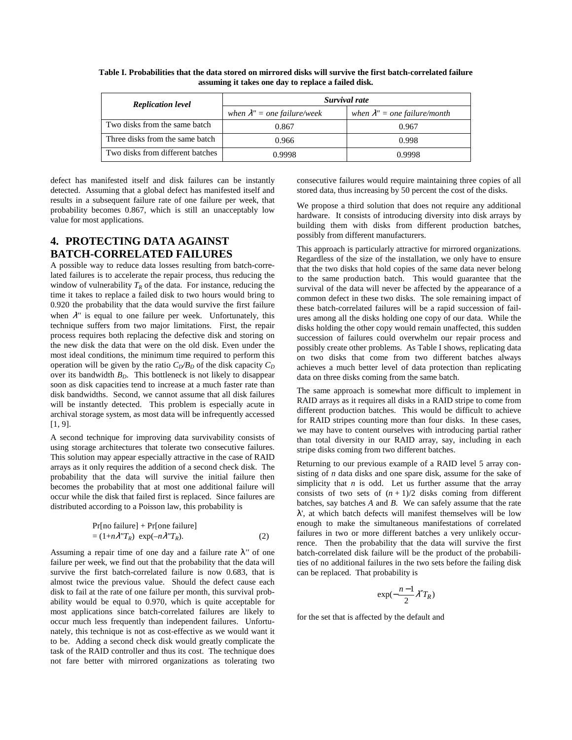**Table I. Probabilities that the data stored on mirrored disks will survive the first batch-correlated failure assuming it takes one day to replace a failed disk.**

| ***Replication level*** | ***Survival rate*** | |
|---|---|---|
| | *when $\lambda''$ = one failure/week* | *when $\lambda''$ = one failure/month* |
| Two disks from the same batch | 0.867 | 0.967 |
| Three disks from the same batch | 0.966 | 0.998 |
| Two disks from different batches | 0.9998 | 0.9998 |

defect has manifested itself and disk failures can be instantly detected. Assuming that a global defect has manifested itself and results in a subsequent failure rate of one failure per week, that probability becomes 0.867, which is still an unacceptably low value for most applications.

## 4. PROTECTING DATA AGAINST BATCH-CORRELATED FAILURES

A possible way to reduce data losses resulting from batch-correlated failures is to accelerate the repair process, thus reducing the window of vulnerability $T_R$ of the data. For instance, reducing the time it takes to replace a failed disk to two hours would bring to 0.920 the probability that the data would survive the first failure when $\lambda''$ is equal to one failure per week. Unfortunately, this technique suffers from two major limitations. First, the repair process requires both replacing the defective disk and storing on the new disk the data that were on the old disk. Even under the most ideal conditions, the minimum time required to perform this operation will be given by the ratio $C_D/B_D$ of the disk capacity $C_D$ over its bandwidth $B_D$. This bottleneck is not likely to disappear soon as disk capacities tend to increase at a much faster rate than disk bandwidths. Second, we cannot assume that all disk failures will be instantly detected. This problem is especially acute in archival storage system, as most data will be infrequently accessed [1, 9].

A second technique for improving data survivability consists of using storage architectures that tolerate two consecutive failures. This solution may appear especially attractive in the case of RAID arrays as it only requires the addition of a second check disk. The probability that the data will survive the initial failure then becomes the probability that at most one additional failure will occur while the disk that failed first is replaced. Since failures are distributed according to a Poisson law, this probability is

$$\Pr[\text{no failure}] + \Pr[\text{one failure}] = (1+n\lambda''T_R)\ \exp(-n\lambda''T_R). \quad (2)$$

Assuming a repair time of one day and a failure rate $\lambda''$ of one failure per week, we find out that the probability that the data will survive the first batch-correlated failure is now 0.683, that is almost twice the previous value. Should the defect cause each disk to fail at the rate of one failure per month, this survival probability would be equal to 0.970, which is quite acceptable for most applications since batch-correlated failures are likely to occur much less frequently than independent failures. Unfortunately, this technique is not as cost-effective as we would want it to be. Adding a second check disk would greatly complicate the task of the RAID controller and thus its cost. The technique does not fare better with mirrored organizations as tolerating two consecutive failures would require maintaining three copies of all stored data, thus increasing by 50 percent the cost of the disks.

We propose a third solution that does not require any additional hardware. It consists of introducing diversity into disk arrays by building them with disks from different production batches, possibly from different manufacturers.

This approach is particularly attractive for mirrored organizations. Regardless of the size of the installation, we only have to ensure that the two disks that hold copies of the same data never belong to the same production batch. This would guarantee that the survival of the data will never be affected by the appearance of a common defect in these two disks. The sole remaining impact of these batch-correlated failures will be a rapid succession of failures among all the disks holding one copy of our data. While the disks holding the other copy would remain unaffected, this sudden succession of failures could overwhelm our repair process and possibly create other problems. As Table I shows, replicating data on two disks that come from two different batches always achieves a much better level of data protection than replicating data on three disks coming from the same batch.

The same approach is somewhat more difficult to implement in RAID arrays as it requires all disks in a RAID stripe to come from different production batches. This would be difficult to achieve for RAID stripes counting more than four disks. In these cases, we may have to content ourselves with introducing partial rather than total diversity in our RAID array, say, including in each stripe disks coming from two different batches.

Returning to our previous example of a RAID level 5 array consisting of $n$ data disks and one spare disk, assume for the sake of simplicity that $n$ is odd. Let us further assume that the array consists of two sets of $(n + 1)/2$ disks coming from different batches, say batches $A$ and $B$. We can safely assume that the rate $\lambda'$, at which batch defects will manifest themselves will be low enough to make the simultaneous manifestations of correlated failures in two or more different batches a very unlikely occurrence. Then the probability that the data will survive the first batch-correlated disk failure will be the product of the probabilities of no additional failures in the two sets before the failing disk can be replaced. That probability is

$$\exp(-\frac{n-1}{2}\lambda''T_R)$$

for the set that is affected by the default and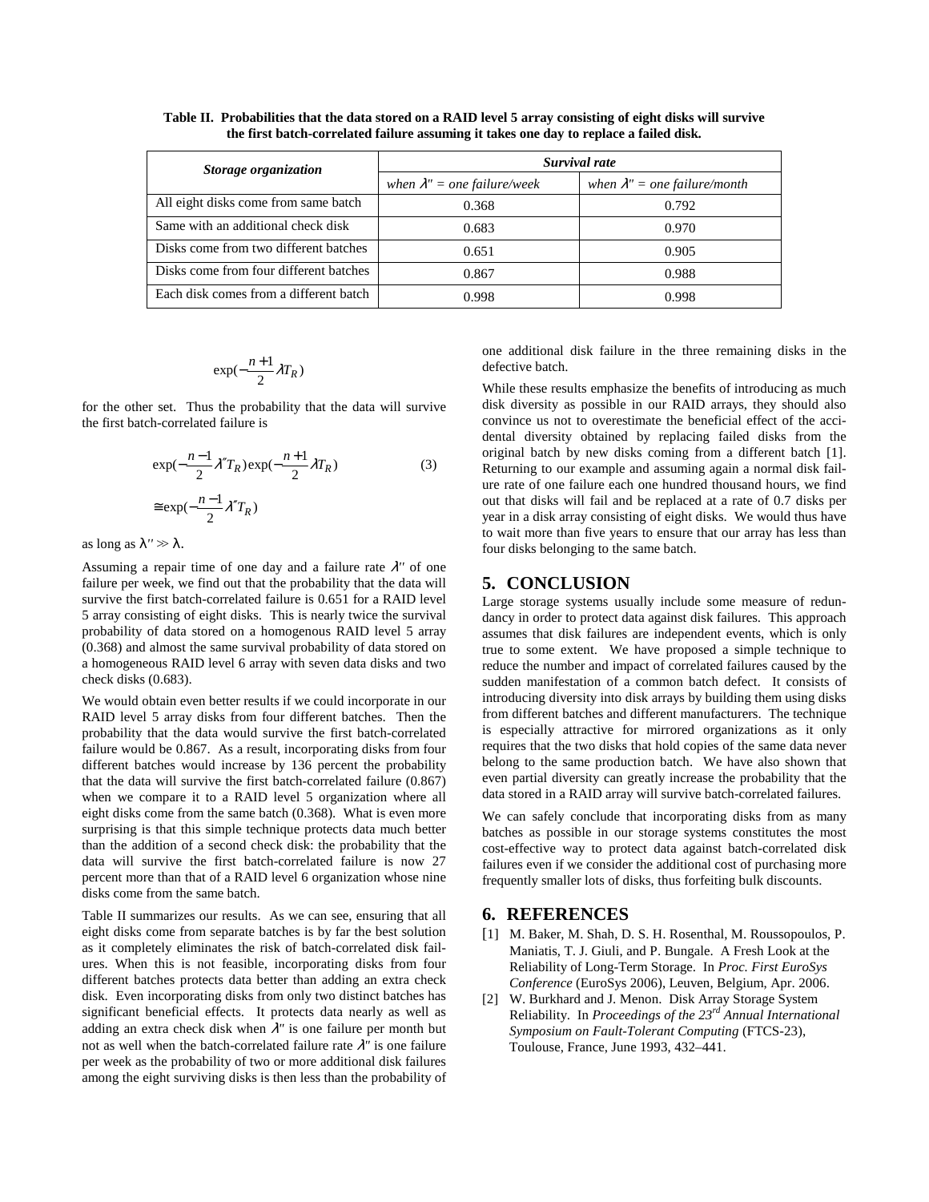**Table II. Probabilities that the data stored on a RAID level 5 array consisting of eight disks will survive the first batch-correlated failure assuming it takes one day to replace a failed disk.**

| *Storage organization* | *Survival rate* | |
|---|---|---|
| | *when $\lambda''$ = one failure/week* | *when $\lambda''$ = one failure/month* |
| All eight disks come from same batch | 0.368 | 0.792 |
| Same with an additional check disk | 0.683 | 0.970 |
| Disks come from two different batches | 0.651 | 0.905 |
| Disks come from four different batches | 0.867 | 0.988 |
| Each disk comes from a different batch | 0.998 | 0.998 |

$$\exp(-\frac{n+1}{2}\lambda T_R)$$

for the other set. Thus the probability that the data will survive the first batch-correlated failure is

$$\exp(-\frac{n-1}{2}\lambda'' T_R)\exp(-\frac{n+1}{2}\lambda T_R) \qquad (3)$$

$$\cong \exp(-\frac{n-1}{2}\lambda'' T_R)$$

as long as $\lambda'' \gg \lambda$.

Assuming a repair time of one day and a failure rate $\lambda''$ of one failure per week, we find out that the probability that the data will survive the first batch-correlated failure is 0.651 for a RAID level 5 array consisting of eight disks. This is nearly twice the survival probability of data stored on a homogenous RAID level 5 array (0.368) and almost the same survival probability of data stored on a homogeneous RAID level 6 array with seven data disks and two check disks (0.683).

We would obtain even better results if we could incorporate in our RAID level 5 array disks from four different batches. Then the probability that the data would survive the first batch-correlated failure would be 0.867. As a result, incorporating disks from four different batches would increase by 136 percent the probability that the data will survive the first batch-correlated failure (0.867) when we compare it to a RAID level 5 organization where all eight disks come from the same batch (0.368). What is even more surprising is that this simple technique protects data much better than the addition of a second check disk: the probability that the data will survive the first batch-correlated failure is now 27 percent more than that of a RAID level 6 organization whose nine disks come from the same batch.

Table II summarizes our results. As we can see, ensuring that all eight disks come from separate batches is by far the best solution as it completely eliminates the risk of batch-correlated disk failures. When this is not feasible, incorporating disks from four different batches protects data better than adding an extra check disk. Even incorporating disks from only two distinct batches has significant beneficial effects. It protects data nearly as well as adding an extra check disk when $\lambda''$ is one failure per month but not as well when the batch-correlated failure rate $\lambda''$ is one failure per week as the probability of two or more additional disk failures among the eight surviving disks is then less than the probability of one additional disk failure in the three remaining disks in the defective batch.

While these results emphasize the benefits of introducing as much disk diversity as possible in our RAID arrays, they should also convince us not to overestimate the beneficial effect of the accidental diversity obtained by replacing failed disks from the original batch by new disks coming from a different batch [1]. Returning to our example and assuming again a normal disk failure rate of one failure each one hundred thousand hours, we find out that disks will fail and be replaced at a rate of 0.7 disks per year in a disk array consisting of eight disks. We would thus have to wait more than five years to ensure that our array has less than four disks belonging to the same batch.

## 5. CONCLUSION

Large storage systems usually include some measure of redundancy in order to protect data against disk failures. This approach assumes that disk failures are independent events, which is only true to some extent. We have proposed a simple technique to reduce the number and impact of correlated failures caused by the sudden manifestation of a common batch defect. It consists of introducing diversity into disk arrays by building them using disks from different batches and different manufacturers. The technique is especially attractive for mirrored organizations as it only requires that the two disks that hold copies of the same data never belong to the same production batch. We have also shown that even partial diversity can greatly increase the probability that the data stored in a RAID array will survive batch-correlated failures.

We can safely conclude that incorporating disks from as many batches as possible in our storage systems constitutes the most cost-effective way to protect data against batch-correlated disk failures even if we consider the additional cost of purchasing more frequently smaller lots of disks, thus forfeiting bulk discounts.

## 6. REFERENCES

[1] M. Baker, M. Shah, D. S. H. Rosenthal, M. Roussopoulos, P. Maniatis, T. J. Giuli, and P. Bungale. A Fresh Look at the Reliability of Long-Term Storage. In *Proc. First EuroSys Conference* (EuroSys 2006), Leuven, Belgium, Apr. 2006.

[2] W. Burkhard and J. Menon. Disk Array Storage System Reliability. In *Proceedings of the 23rd Annual International Symposium on Fault-Tolerant Computing* (FTCS-23), Toulouse, France, June 1993, 432–441.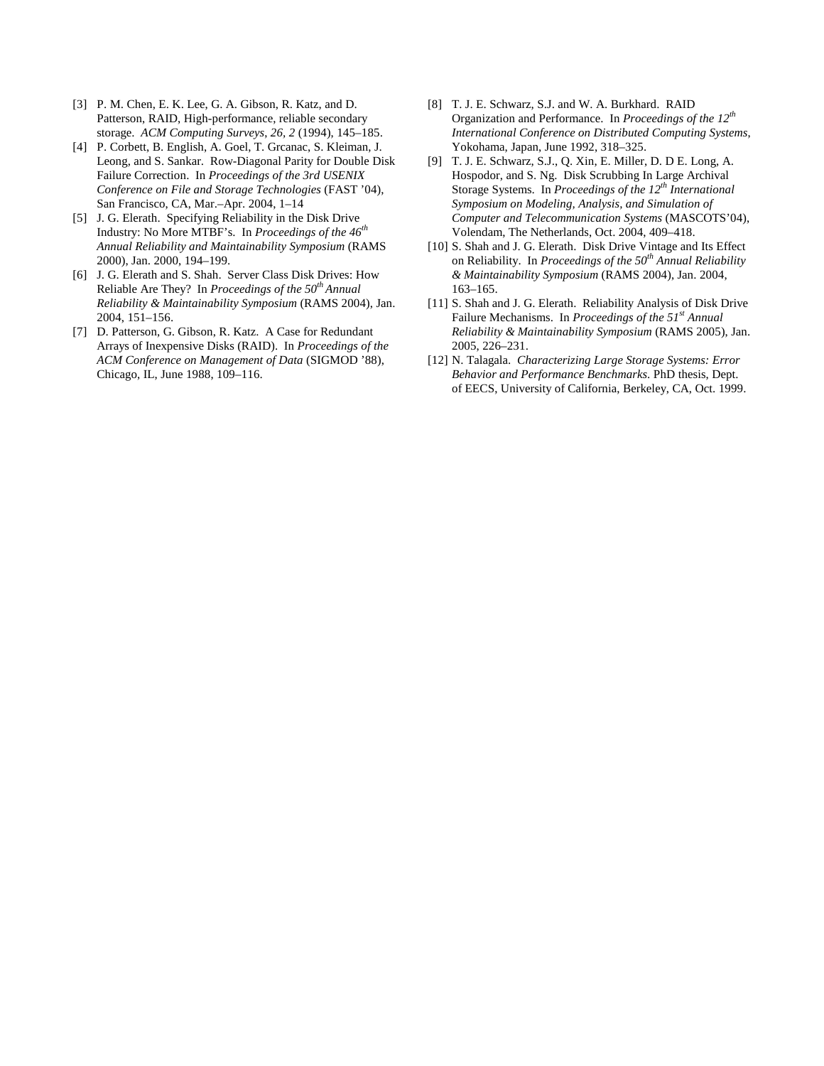[3] P. M. Chen, E. K. Lee, G. A. Gibson, R. Katz, and D. Patterson, RAID, High-performance, reliable secondary storage. *ACM Computing Surveys, 26, 2* (1994), 145–185.

[4] P. Corbett, B. English, A. Goel, T. Grcanac, S. Kleiman, J. Leong, and S. Sankar. Row-Diagonal Parity for Double Disk Failure Correction. In *Proceedings of the 3rd USENIX Conference on File and Storage Technologies* (FAST '04), San Francisco, CA, Mar.–Apr. 2004, 1–14

[5] J. G. Elerath. Specifying Reliability in the Disk Drive Industry: No More MTBF's. In *Proceedings of the 46th Annual Reliability and Maintainability Symposium* (RAMS 2000), Jan. 2000, 194–199.

[6] J. G. Elerath and S. Shah. Server Class Disk Drives: How Reliable Are They? In *Proceedings of the 50th Annual Reliability & Maintainability Symposium* (RAMS 2004), Jan. 2004, 151–156.

[7] D. Patterson, G. Gibson, R. Katz. A Case for Redundant Arrays of Inexpensive Disks (RAID). In *Proceedings of the ACM Conference on Management of Data* (SIGMOD '88), Chicago, IL, June 1988, 109–116.

[8] T. J. E. Schwarz, S.J. and W. A. Burkhard. RAID Organization and Performance. In *Proceedings of the 12th International Conference on Distributed Computing Systems*, Yokohama, Japan, June 1992, 318–325.

[9] T. J. E. Schwarz, S.J., Q. Xin, E. Miller, D. D E. Long, A. Hospodor, and S. Ng. Disk Scrubbing In Large Archival Storage Systems. In *Proceedings of the 12th International Symposium on Modeling, Analysis, and Simulation of Computer and Telecommunication Systems* (MASCOTS'04), Volendam, The Netherlands, Oct. 2004, 409–418.

[10] S. Shah and J. G. Elerath. Disk Drive Vintage and Its Effect on Reliability. In *Proceedings of the 50th Annual Reliability & Maintainability Symposium* (RAMS 2004), Jan. 2004, 163–165.

[11] S. Shah and J. G. Elerath. Reliability Analysis of Disk Drive Failure Mechanisms. In *Proceedings of the 51st Annual Reliability & Maintainability Symposium* (RAMS 2005), Jan. 2005, 226–231.

[12] N. Talagala. *Characterizing Large Storage Systems: Error Behavior and Performance Benchmarks*. PhD thesis, Dept. of EECS, University of California, Berkeley, CA, Oct. 1999.